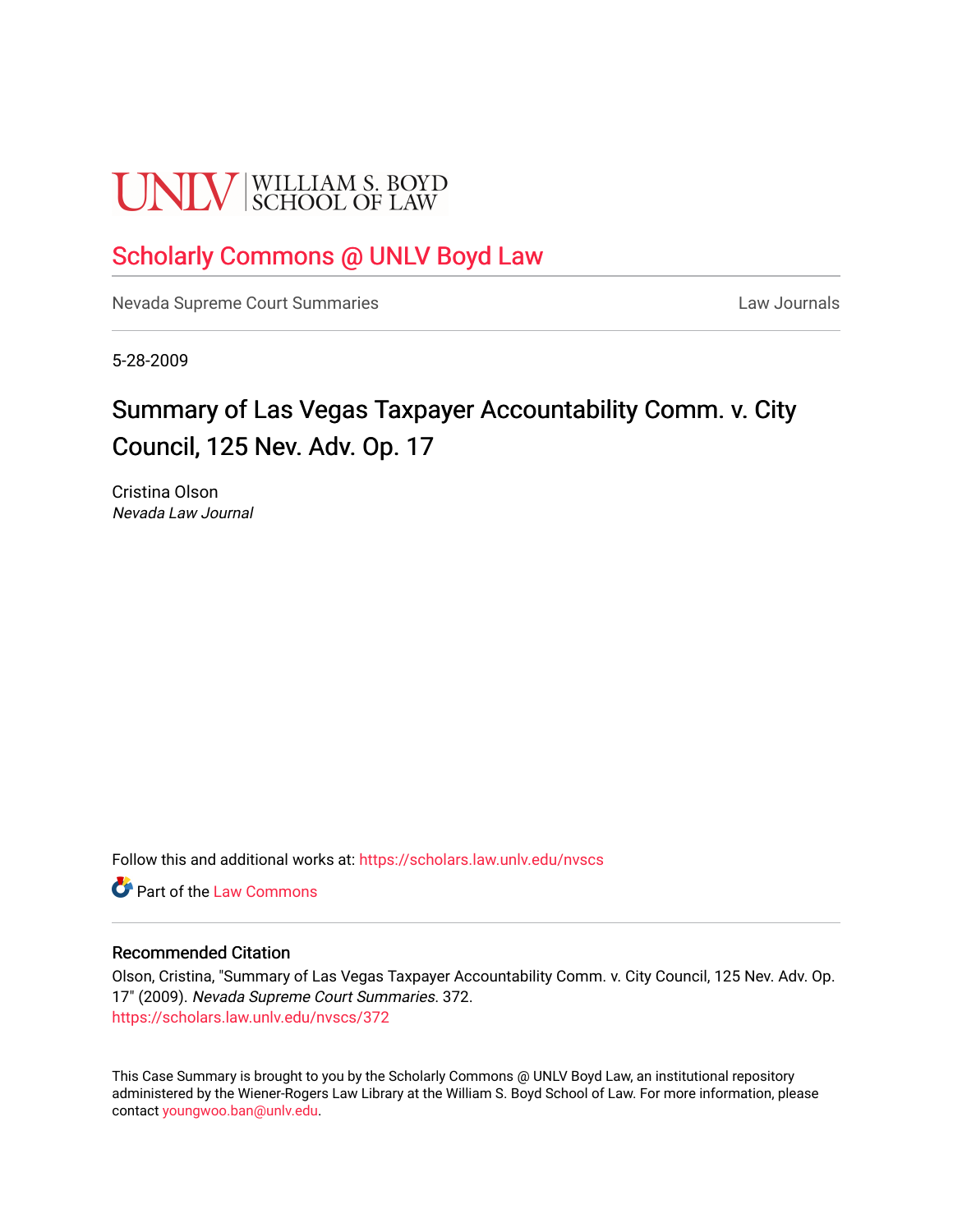UNLV | WILLIAM S. BOYD SCHOOL OF LAW

## Scholarly Commons @ UNLV Boyd Law

Nevada Supreme Court Summaries | Law Journals

5-28-2009

# Summary of Las Vegas Taxpayer Accountability Comm. v. City Council, 125 Nev. Adv. Op. 17

Cristina Olson
*Nevada Law Journal*

Follow this and additional works at: https://scholars.law.unlv.edu/nvscs

Part of the Law Commons

### Recommended Citation

Olson, Cristina, "Summary of Las Vegas Taxpayer Accountability Comm. v. City Council, 125 Nev. Adv. Op. 17" (2009). *Nevada Supreme Court Summaries*. 372.
https://scholars.law.unlv.edu/nvscs/372

This Case Summary is brought to you by the Scholarly Commons @ UNLV Boyd Law, an institutional repository administered by the Wiener-Rogers Law Library at the William S. Boyd School of Law. For more information, please contact youngwoo.ban@unlv.edu.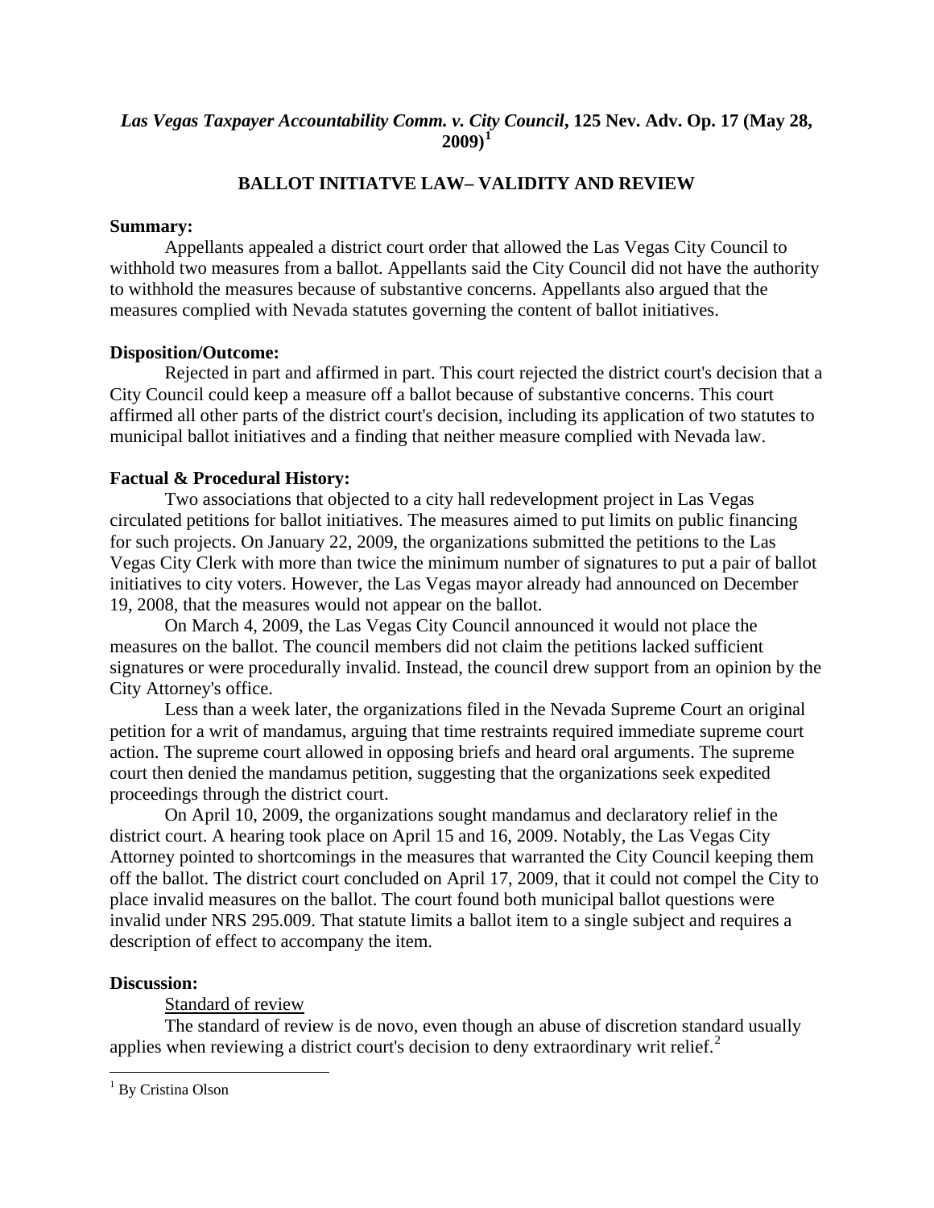***Las Vegas Taxpayer Accountability Comm. v. City Council*, 125 Nev. Adv. Op. 17 (May 28, 2009)**[1]

**BALLOT INITIATVE LAW– VALIDITY AND REVIEW**

**Summary:**

Appellants appealed a district court order that allowed the Las Vegas City Council to withhold two measures from a ballot. Appellants said the City Council did not have the authority to withhold the measures because of substantive concerns. Appellants also argued that the measures complied with Nevada statutes governing the content of ballot initiatives.

**Disposition/Outcome:**

Rejected in part and affirmed in part. This court rejected the district court's decision that a City Council could keep a measure off a ballot because of substantive concerns. This court affirmed all other parts of the district court's decision, including its application of two statutes to municipal ballot initiatives and a finding that neither measure complied with Nevada law.

**Factual & Procedural History:**

Two associations that objected to a city hall redevelopment project in Las Vegas circulated petitions for ballot initiatives. The measures aimed to put limits on public financing for such projects. On January 22, 2009, the organizations submitted the petitions to the Las Vegas City Clerk with more than twice the minimum number of signatures to put a pair of ballot initiatives to city voters. However, the Las Vegas mayor already had announced on December 19, 2008, that the measures would not appear on the ballot.

On March 4, 2009, the Las Vegas City Council announced it would not place the measures on the ballot. The council members did not claim the petitions lacked sufficient signatures or were procedurally invalid. Instead, the council drew support from an opinion by the City Attorney's office.

Less than a week later, the organizations filed in the Nevada Supreme Court an original petition for a writ of mandamus, arguing that time restraints required immediate supreme court action. The supreme court allowed in opposing briefs and heard oral arguments. The supreme court then denied the mandamus petition, suggesting that the organizations seek expedited proceedings through the district court.

On April 10, 2009, the organizations sought mandamus and declaratory relief in the district court. A hearing took place on April 15 and 16, 2009. Notably, the Las Vegas City Attorney pointed to shortcomings in the measures that warranted the City Council keeping them off the ballot. The district court concluded on April 17, 2009, that it could not compel the City to place invalid measures on the ballot. The court found both municipal ballot questions were invalid under NRS 295.009. That statute limits a ballot item to a single subject and requires a description of effect to accompany the item.

**Discussion:**

Standard of review

The standard of review is de novo, even though an abuse of discretion standard usually applies when reviewing a district court's decision to deny extraordinary writ relief.[2]

---

[1] By Cristina Olson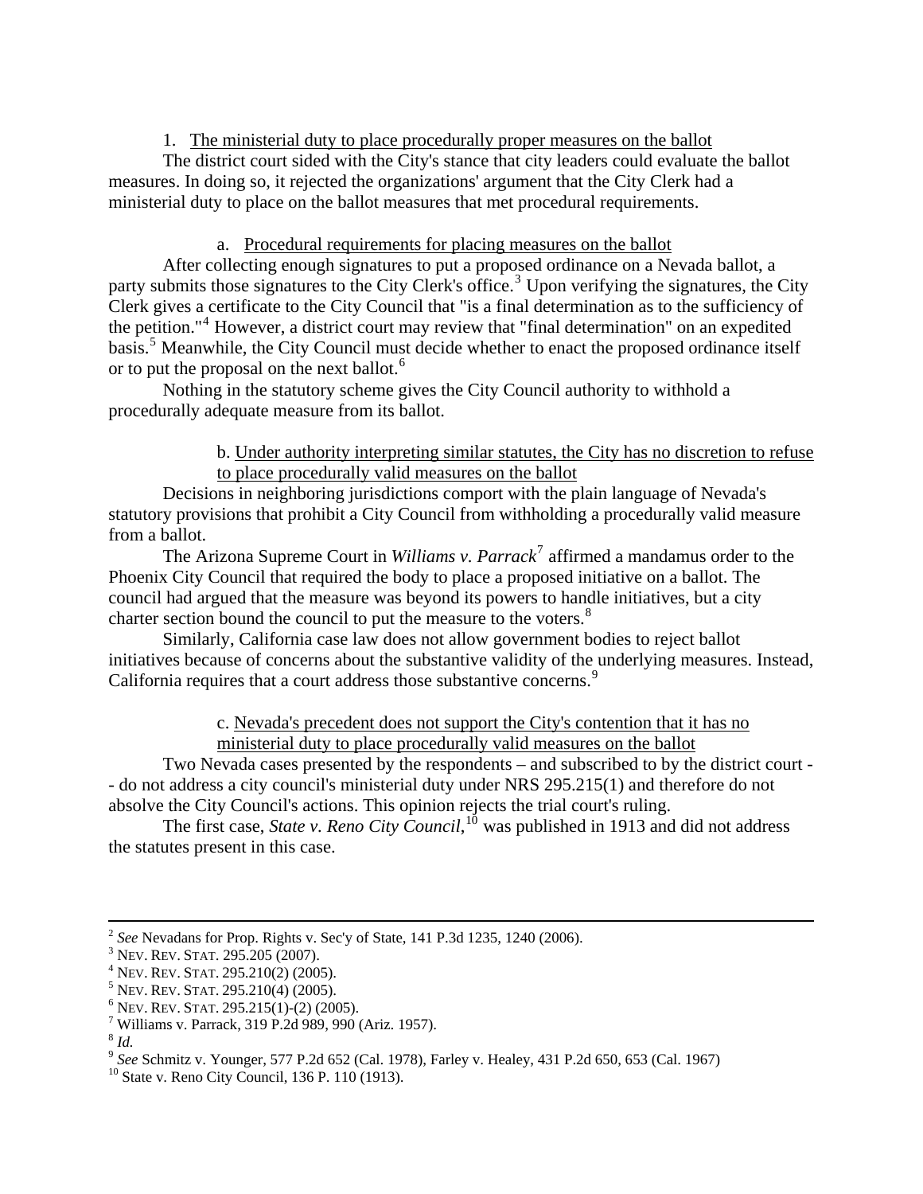1. <u>The ministerial duty to place procedurally proper measures on the ballot</u>

The district court sided with the City's stance that city leaders could evaluate the ballot measures. In doing so, it rejected the organizations' argument that the City Clerk had a ministerial duty to place on the ballot measures that met procedural requirements.

a. <u>Procedural requirements for placing measures on the ballot</u>

After collecting enough signatures to put a proposed ordinance on a Nevada ballot, a party submits those signatures to the City Clerk's office.[3] Upon verifying the signatures, the City Clerk gives a certificate to the City Council that "is a final determination as to the sufficiency of the petition."[4] However, a district court may review that "final determination" on an expedited basis.[5] Meanwhile, the City Council must decide whether to enact the proposed ordinance itself or to put the proposal on the next ballot.[6]

Nothing in the statutory scheme gives the City Council authority to withhold a procedurally adequate measure from its ballot.

b. <u>Under authority interpreting similar statutes, the City has no discretion to refuse to place procedurally valid measures on the ballot</u>

Decisions in neighboring jurisdictions comport with the plain language of Nevada's statutory provisions that prohibit a City Council from withholding a procedurally valid measure from a ballot.

The Arizona Supreme Court in *Williams v. Parrack*[7] affirmed a mandamus order to the Phoenix City Council that required the body to place a proposed initiative on a ballot. The council had argued that the measure was beyond its powers to handle initiatives, but a city charter section bound the council to put the measure to the voters.[8]

Similarly, California case law does not allow government bodies to reject ballot initiatives because of concerns about the substantive validity of the underlying measures. Instead, California requires that a court address those substantive concerns.[9]

c. <u>Nevada's precedent does not support the City's contention that it has no ministerial duty to place procedurally valid measures on the ballot</u>

Two Nevada cases presented by the respondents – and subscribed to by the district court -- do not address a city council's ministerial duty under NRS 295.215(1) and therefore do not absolve the City Council's actions. This opinion rejects the trial court's ruling.

The first case, *State v. Reno City Council*,[10] was published in 1913 and did not address the statutes present in this case.

---

[2] *See* Nevadans for Prop. Rights v. Sec'y of State, 141 P.3d 1235, 1240 (2006).
[3] NEV. REV. STAT. 295.205 (2007).
[4] NEV. REV. STAT. 295.210(2) (2005).
[5] NEV. REV. STAT. 295.210(4) (2005).
[6] NEV. REV. STAT. 295.215(1)-(2) (2005).
[7] Williams v. Parrack, 319 P.2d 989, 990 (Ariz. 1957).
[8] *Id.*
[9] *See* Schmitz v. Younger, 577 P.2d 652 (Cal. 1978), Farley v. Healey, 431 P.2d 650, 653 (Cal. 1967)
[10] State v. Reno City Council, 136 P. 110 (1913).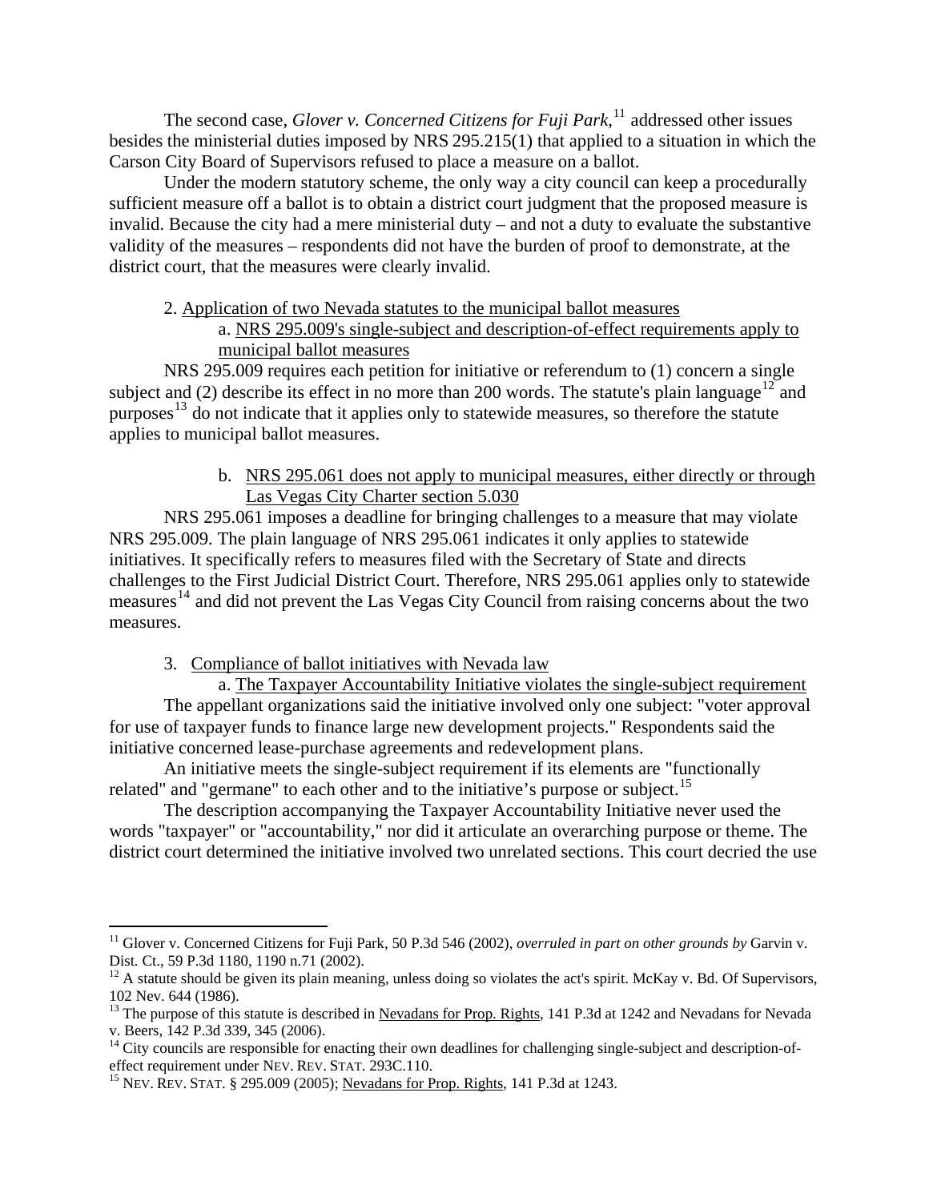The second case, *Glover v. Concerned Citizens for Fuji Park*,[11] addressed other issues besides the ministerial duties imposed by NRS 295.215(1) that applied to a situation in which the Carson City Board of Supervisors refused to place a measure on a ballot.

Under the modern statutory scheme, the only way a city council can keep a procedurally sufficient measure off a ballot is to obtain a district court judgment that the proposed measure is invalid. Because the city had a mere ministerial duty – and not a duty to evaluate the substantive validity of the measures – respondents did not have the burden of proof to demonstrate, at the district court, that the measures were clearly invalid.

2. <u>Application of two Nevada statutes to the municipal ballot measures</u>

a. <u>NRS 295.009's single-subject and description-of-effect requirements apply to municipal ballot measures</u>

NRS 295.009 requires each petition for initiative or referendum to (1) concern a single subject and (2) describe its effect in no more than 200 words. The statute's plain language[12] and purposes[13] do not indicate that it applies only to statewide measures, so therefore the statute applies to municipal ballot measures.

b. <u>NRS 295.061 does not apply to municipal measures, either directly or through Las Vegas City Charter section 5.030</u>

NRS 295.061 imposes a deadline for bringing challenges to a measure that may violate NRS 295.009. The plain language of NRS 295.061 indicates it only applies to statewide initiatives. It specifically refers to measures filed with the Secretary of State and directs challenges to the First Judicial District Court. Therefore, NRS 295.061 applies only to statewide measures[14] and did not prevent the Las Vegas City Council from raising concerns about the two measures.

3. <u>Compliance of ballot initiatives with Nevada law</u>

a. <u>The Taxpayer Accountability Initiative violates the single-subject requirement</u>

The appellant organizations said the initiative involved only one subject: "voter approval for use of taxpayer funds to finance large new development projects." Respondents said the initiative concerned lease-purchase agreements and redevelopment plans.

An initiative meets the single-subject requirement if its elements are "functionally related" and "germane" to each other and to the initiative's purpose or subject.[15]

The description accompanying the Taxpayer Accountability Initiative never used the words "taxpayer" or "accountability," nor did it articulate an overarching purpose or theme. The district court determined the initiative involved two unrelated sections. This court decried the use

---

[11] Glover v. Concerned Citizens for Fuji Park, 50 P.3d 546 (2002), *overruled in part on other grounds by* Garvin v. Dist. Ct., 59 P.3d 1180, 1190 n.71 (2002).

[12] A statute should be given its plain meaning, unless doing so violates the act's spirit. McKay v. Bd. Of Supervisors, 102 Nev. 644 (1986).

[13] The purpose of this statute is described in <u>Nevadans for Prop. Rights</u>, 141 P.3d at 1242 and Nevadans for Nevada v. Beers, 142 P.3d 339, 345 (2006).

[14] City councils are responsible for enacting their own deadlines for challenging single-subject and description-of-effect requirement under NEV. REV. STAT. 293C.110.

[15] NEV. REV. STAT. § 295.009 (2005); <u>Nevadans for Prop. Rights</u>, 141 P.3d at 1243.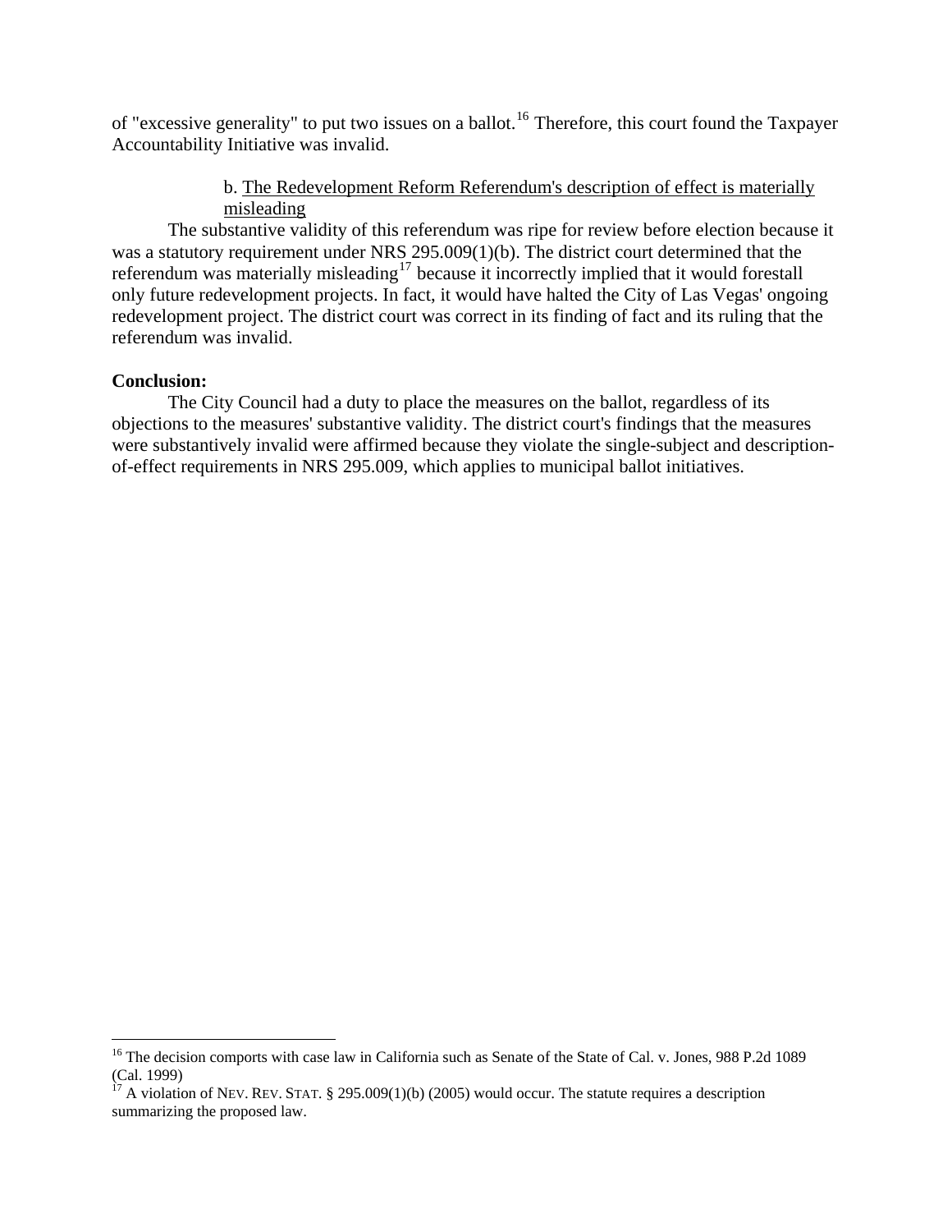of "excessive generality" to put two issues on a ballot.[16] Therefore, this court found the Taxpayer Accountability Initiative was invalid.

b. The Redevelopment Reform Referendum's description of effect is materially misleading

The substantive validity of this referendum was ripe for review before election because it was a statutory requirement under NRS 295.009(1)(b). The district court determined that the referendum was materially misleading[17] because it incorrectly implied that it would forestall only future redevelopment projects. In fact, it would have halted the City of Las Vegas' ongoing redevelopment project. The district court was correct in its finding of fact and its ruling that the referendum was invalid.

**Conclusion:**

The City Council had a duty to place the measures on the ballot, regardless of its objections to the measures' substantive validity. The district court's findings that the measures were substantively invalid were affirmed because they violate the single-subject and description-of-effect requirements in NRS 295.009, which applies to municipal ballot initiatives.

---

[16] The decision comports with case law in California such as Senate of the State of Cal. v. Jones, 988 P.2d 1089 (Cal. 1999)

[17] A violation of NEV. REV. STAT. § 295.009(1)(b) (2005) would occur. The statute requires a description summarizing the proposed law.